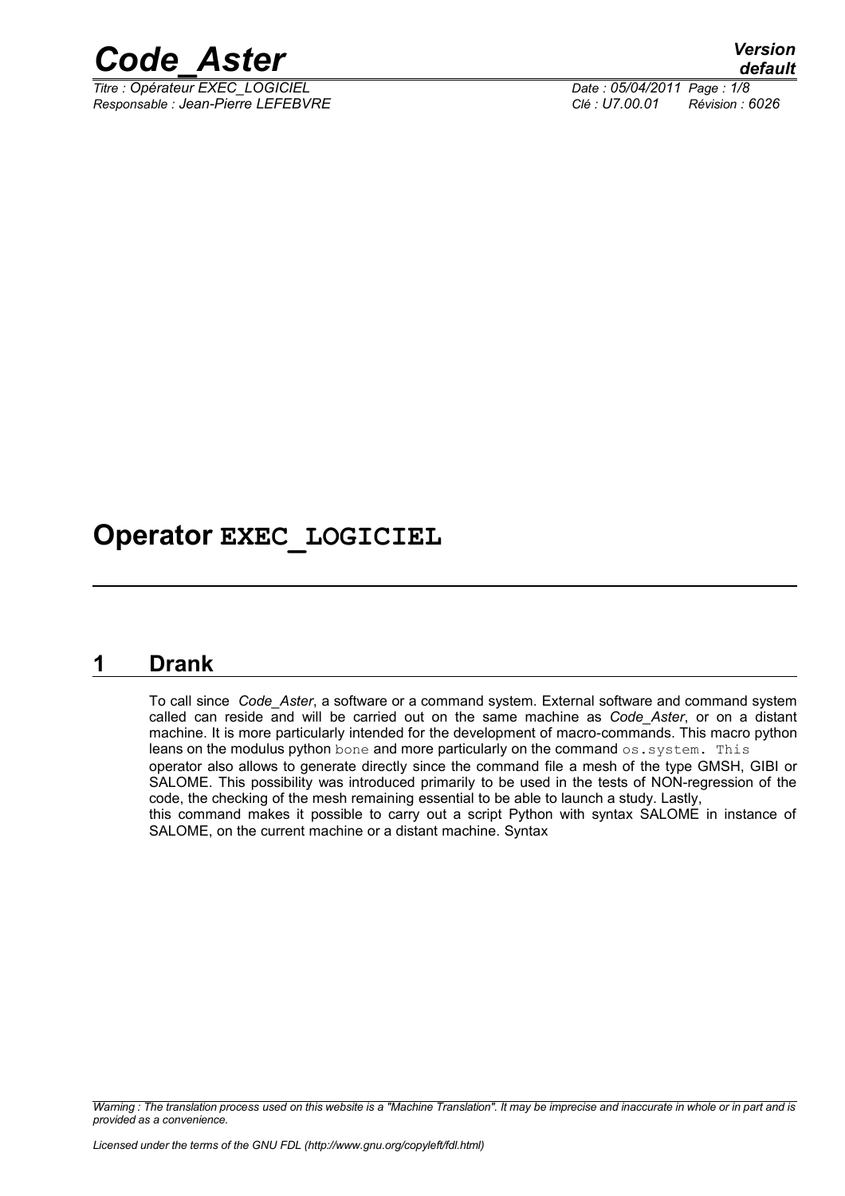# Operator EXEC_LOGICIEL

## 1 Drank

To call since *Code_Aster*, a software or a command system. External software and command system called can reside and will be carried out on the same machine as *Code_Aster*, or on a distant machine. It is more particularly intended for the development of macro-commands. This macro python leans on the modulus python `bone` and more particularly on the command `os.system. This` operator also allows to generate directly since the command file a mesh of the type GMSH, GIBI or SALOME. This possibility was introduced primarily to be used in the tests of NON-regression of the code, the checking of the mesh remaining essential to be able to launch a study. Lastly, this command makes it possible to carry out a script Python with syntax SALOME in instance of SALOME, on the current machine or a distant machine. Syntax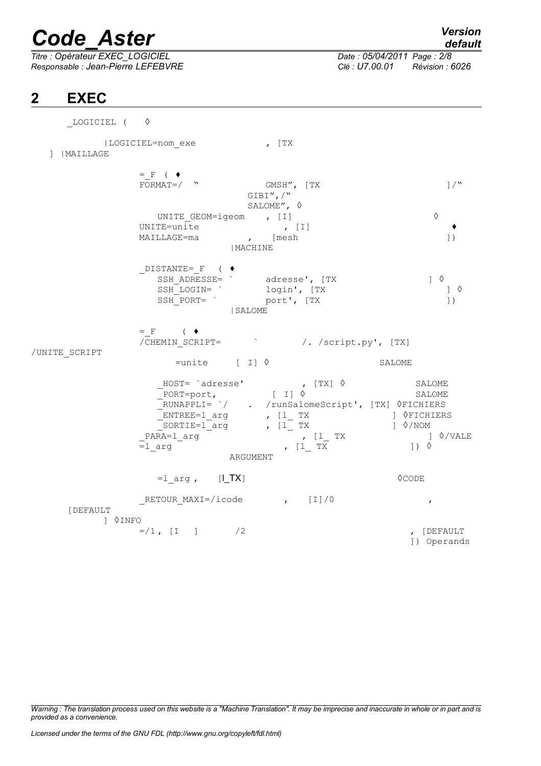## 2 EXEC

```
_LOGICIEL (    ◊

         |LOGICIEL=nom_exe            , [TX
] |MAILLAGE

             = _F ( ♦
             FORMAT=/  "            GMSH", [TX                        ]/"
                                 GIBI",/"
                                 SALOME", ◊
                UNITE_GEOM=igeom    , [I]                          ◊
             UNITE=unite              , [I]                              ♦
             MAILLAGE=ma         ,   [mesh                            ])
                              |MACHINE

             _DISTANTE=_F  ( ♦
                SSH_ADRESSE= `      adresse', [TX                  ] ◊
                SSH_LOGIN= `        login', [TX                        ] ◊
                SSH_PORT= `         port', [TX                         ])
                              |SALOME

             = _F    ( ♦
             /CHEMIN_SCRIPT=       `        /. /script.py', [TX]
/UNITE_SCRIPT
                  =unite     [ I] ◊                     SALOME

                _HOST= `adresse'          , [TX] ◊             SALOME
                _PORT=port,          [ I] ◊                    SALOME
                _RUNAPPLI= `/    .  /runSalomeScript', [TX] ◊FICHIERS
                _ENTREE=l_arg       , [l_ TX              ] ◊FICHIERS
                _SORTIE=l_arg       , [l_ TX              ] ◊/NOM
             _PARA=l_arg                   , [l_ TX                  ] ◊/VALE
             =l_arg                      , [l_ TX               ]) ◊
                              ARGUMENT

                =l_arg ,    [l_TX]                              ◊CODE

             _RETOUR_MAXI=/icode       ,    [I]/0                 ,
      [DEFAULT
          ] ◊INFO
             =/1 , [I   ]       /2                                , [DEFAULT
                                                                  ]) Operands
```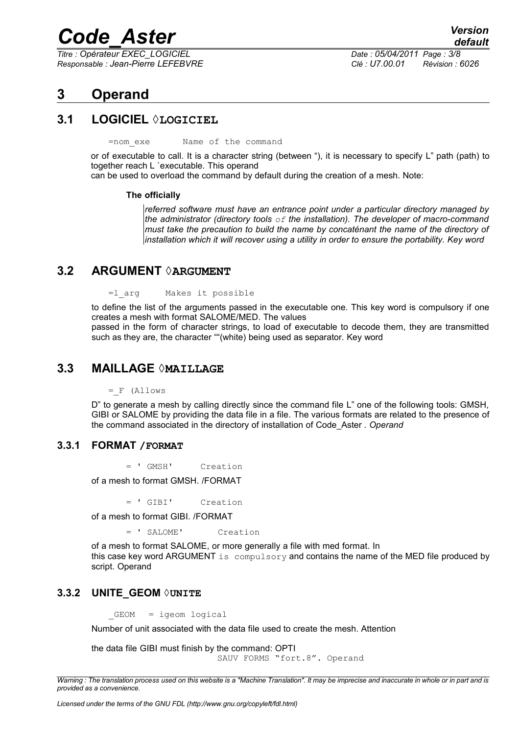# 3 Operand

## 3.1 LOGICIEL ◊LOGICIEL

```
=nom_exe       Name of the command
```

or of executable to call. It is a character string (between “), it is necessary to specify L” path (path) to together reach L `executable. This operand
can be used to overload the command by default during the creation of a mesh. Note:

**The officially**

*referred software must have an entrance point under a particular directory managed by the administrator (directory tools `of` the installation). The developer of macro-command must take the precaution to build the name by concaténant the name of the directory of installation which it will recover using a utility in order to ensure the portability. Key word*

## 3.2 ARGUMENT ◊ARGUMENT

```
=l_arg     Makes it possible
```

to define the list of the arguments passed in the executable one. This key word is compulsory if one creates a mesh with format SALOME/MED. The values
passed in the form of character strings, to load of executable to decode them, they are transmitted such as they are, the character ""(white) being used as separator. Key word

## 3.3 MAILLAGE ◊MAILLAGE

```
=_F (Allows
```

D” to generate a mesh by calling directly since the command file L” one of the following tools: GMSH, GIBI or SALOME by providing the data file in a file. The various formats are related to the presence of the command associated in the directory of installation of Code_Aster *. Operand*

### 3.3.1 FORMAT /FORMAT

```
= ' GMSH'     Creation
```

of a mesh to format GMSH. /FORMAT

```
= ' GIBI'     Creation
```

of a mesh to format GIBI. /FORMAT

```
= ' SALOME'      Creation
```

of a mesh to format SALOME, or more generally a file with med format. In
this case key word ARGUMENT `is compulsory` and contains the name of the MED file produced by script. Operand

### 3.3.2 UNITE_GEOM ◊UNITE

```
_GEOM   = igeom logical
```

Number of unit associated with the data file used to create the mesh. Attention

the data file GIBI must finish by the command: OPTI

```
SAUV FORMS “fort.8”. Operand
```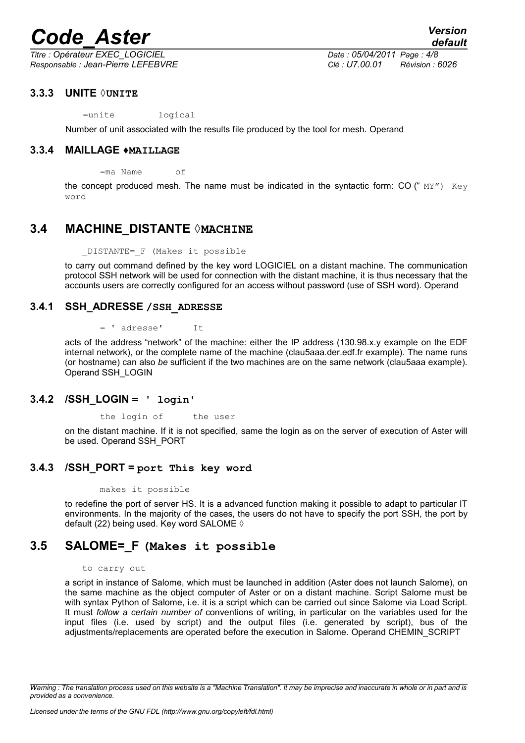### 3.3.3 UNITE ◊UNITE

```
=unite        logical
```

Number of unit associated with the results file produced by the tool for mesh. Operand

### 3.3.4 MAILLAGE ♦MAILLAGE

```
=ma Name      of
```

the concept produced mesh. The name must be indicated in the syntactic form: CO (" MY") Key word

## 3.4 MACHINE_DISTANTE ◊MACHINE

```
_DISTANTE=_F (Makes it possible
```

to carry out command defined by the key word LOGICIEL on a distant machine. The communication protocol SSH network will be used for connection with the distant machine, it is thus necessary that the accounts users are correctly configured for an access without password (use of SSH word). Operand

### 3.4.1 SSH_ADRESSE /SSH_ADRESSE

```
= ' adresse'     It
```

acts of the address "network" of the machine: either the IP address (130.98.x.y example on the EDF internal network), or the complete name of the machine (clau5aaa.der.edf.fr example). The name runs (or hostname) can also *be* sufficient if the two machines are on the same network (clau5aaa example). Operand SSH_LOGIN

### 3.4.2 /SSH_LOGIN = ' login'

```
the login of     the user
```

on the distant machine. If it is not specified, same the login as on the server of execution of Aster will be used. Operand SSH_PORT

### 3.4.3 /SSH_PORT = port This key word

```
makes it possible
```

to redefine the port of server HS. It is a advanced function making it possible to adapt to particular IT environments. In the majority of the cases, the users do not have to specify the port SSH, the port by default (22) being used. Key word SALOME ◊

## 3.5 SALOME=_F (Makes it possible

```
to carry out
```

a script in instance of Salome, which must be launched in addition (Aster does not launch Salome), on the same machine as the object computer of Aster or on a distant machine. Script Salome must be with syntax Python of Salome, i.e. it is a script which can be carried out since Salome via Load Script. It must *follow a certain number of* conventions of writing, in particular on the variables used for the input files (i.e. used by script) and the output files (i.e. generated by script), bus of the adjustments/replacements are operated before the execution in Salome. Operand CHEMIN_SCRIPT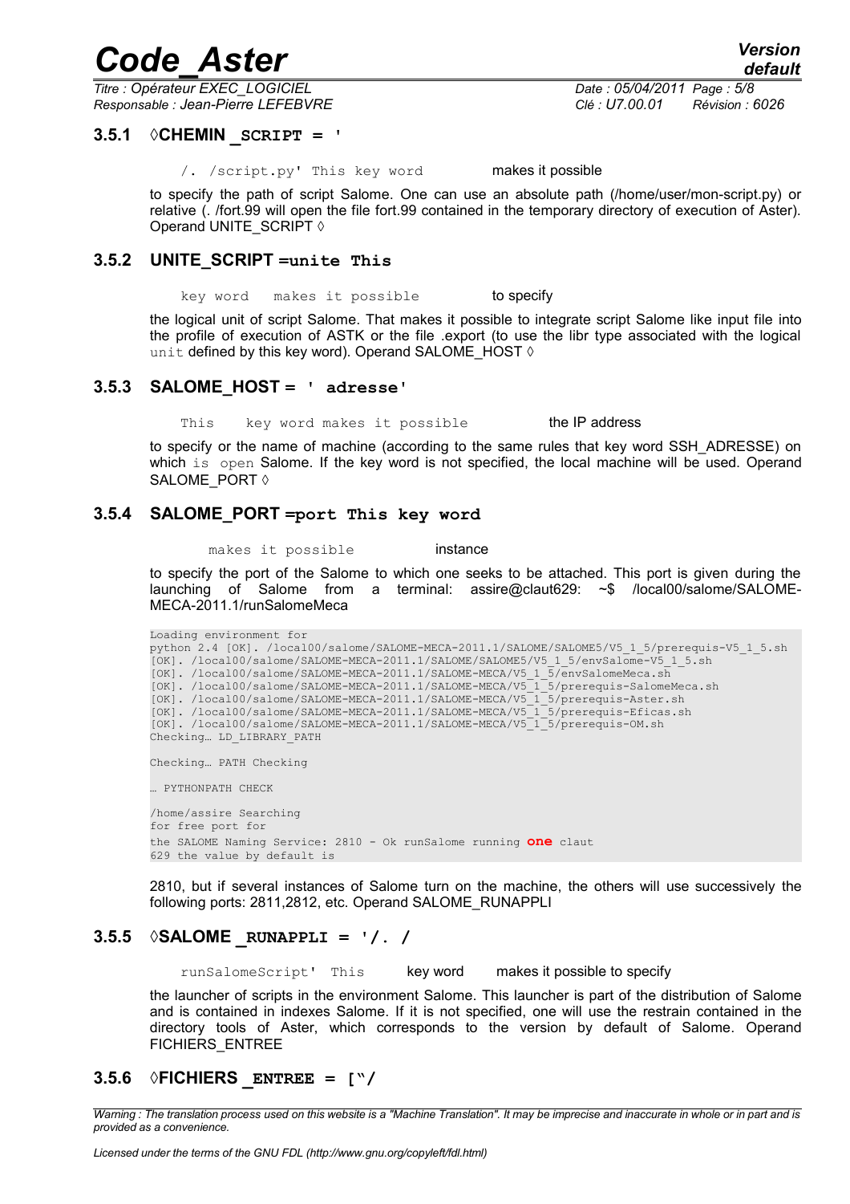### 3.5.1 ◊CHEMIN _SCRIPT = '

/. /script.py' This key word makes it possible

to specify the path of script Salome. One can use an absolute path (/home/user/mon-script.py) or relative (. /fort.99 will open the file fort.99 contained in the temporary directory of execution of Aster). Operand UNITE_SCRIPT ◊

### 3.5.2 UNITE_SCRIPT =unite This

key word makes it possible to specify

the logical unit of script Salome. That makes it possible to integrate script Salome like input file into the profile of execution of ASTK or the file .export (to use the libr type associated with the logical unit defined by this key word). Operand SALOME_HOST ◊

### 3.5.3 SALOME_HOST = ' adresse'

This key word makes it possible the IP address

to specify or the name of machine (according to the same rules that key word SSH_ADRESSE) on which is open Salome. If the key word is not specified, the local machine will be used. Operand SALOME_PORT ◊

### 3.5.4 SALOME_PORT =port This key word

makes it possible instance

to specify the port of the Salome to which one seeks to be attached. This port is given during the launching of Salome from a terminal: assire@claut629: ~$ /local00/salome/SALOME-MECA-2011.1/runSalomeMeca

```
Loading environment for
python 2.4 [OK]. /local00/salome/SALOME-MECA-2011.1/SALOME/SALOME5/V5_1_5/prerequis-V5_1_5.sh
[OK]. /local00/salome/SALOME-MECA-2011.1/SALOME/SALOME5/V5_1_5/envSalome-V5_1_5.sh
[OK]. /local00/salome/SALOME-MECA-2011.1/SALOME-MECA/V5_1_5/envSalomeMeca.sh
[OK]. /local00/salome/SALOME-MECA-2011.1/SALOME-MECA/V5_1_5/prerequis-SalomeMeca.sh
[OK]. /local00/salome/SALOME-MECA-2011.1/SALOME-MECA/V5_1_5/prerequis-Aster.sh
[OK]. /local00/salome/SALOME-MECA-2011.1/SALOME-MECA/V5_1_5/prerequis-Eficas.sh
[OK]. /local00/salome/SALOME-MECA-2011.1/SALOME-MECA/V5_1_5/prerequis-OM.sh
Checking… LD_LIBRARY_PATH

Checking… PATH Checking

… PYTHONPATH CHECK

/home/assire Searching
for free port for
the SALOME Naming Service: 2810 - Ok runSalome running one claut
629 the value by default is
```

2810, but if several instances of Salome turn on the machine, the others will use successively the following ports: 2811,2812, etc. Operand SALOME_RUNAPPLI

### 3.5.5 ◊SALOME _RUNAPPLI = '/. /

runSalomeScript' This key word makes it possible to specify

the launcher of scripts in the environment Salome. This launcher is part of the distribution of Salome and is contained in indexes Salome. If it is not specified, one will use the restrain contained in the directory tools of Aster, which corresponds to the version by default of Salome. Operand FICHIERS_ENTREE

### 3.5.6 ◊FICHIERS _ENTREE = ["/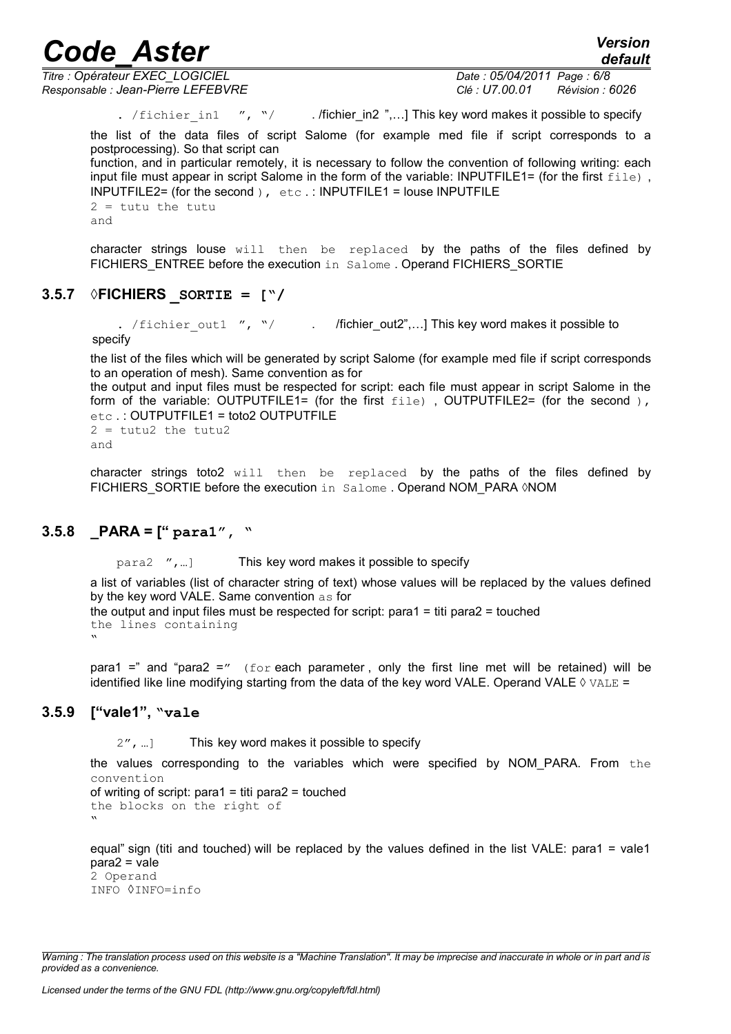. /fichier_in1 ", "/ . /fichier_in2 ",…] This key word makes it possible to specify

the list of the data files of script Salome (for example med file if script corresponds to a postprocessing). So that script can
function, and in particular remotely, it is necessary to follow the convention of following writing: each input file must appear in script Salome in the form of the variable: INPUTFILE1= (for the first file) , INPUTFILE2= (for the second ), etc . : INPUTFILE1 = louse INPUTFILE
2 = tutu the tutu
and

character strings louse will then be replaced by the paths of the files defined by FICHIERS_ENTREE before the execution in Salome . Operand FICHIERS_SORTIE

### 3.5.7 ◊FICHIERS _SORTIE = ["/

. /fichier_out1 ", "/ . /fichier_out2",…] This key word makes it possible to specify

the list of the files which will be generated by script Salome (for example med file if script corresponds to an operation of mesh). Same convention as for
the output and input files must be respected for script: each file must appear in script Salome in the form of the variable: OUTPUTFILE1= (for the first file) , OUTPUTFILE2= (for the second ), etc . : OUTPUTFILE1 = toto2 OUTPUTFILE
2 = tutu2 the tutu2
and

character strings toto2 will then be replaced by the paths of the files defined by FICHIERS_SORTIE before the execution in Salome . Operand NOM_PARA ◊NOM

### 3.5.8 _PARA = [" para1", "

para2 ",…] This key word makes it possible to specify

a list of variables (list of character string of text) whose values will be replaced by the values defined by the key word VALE. Same convention as for
the output and input files must be respected for script: para1 = titi para2 = touched
the lines containing
"

para1 =" and "para2 =" (for each parameter , only the first line met will be retained) will be identified like line modifying starting from the data of the key word VALE. Operand VALE ◊ VALE =

### 3.5.9 ["vale1", "vale

2",…] This key word makes it possible to specify

the values corresponding to the variables which were specified by NOM_PARA. From the convention
of writing of script: para1 = titi para2 = touched
the blocks on the right of
"

equal" sign (titi and touched) will be replaced by the values defined in the list VALE: para1 = vale1 para2 = vale
2 Operand
INFO ◊INFO=info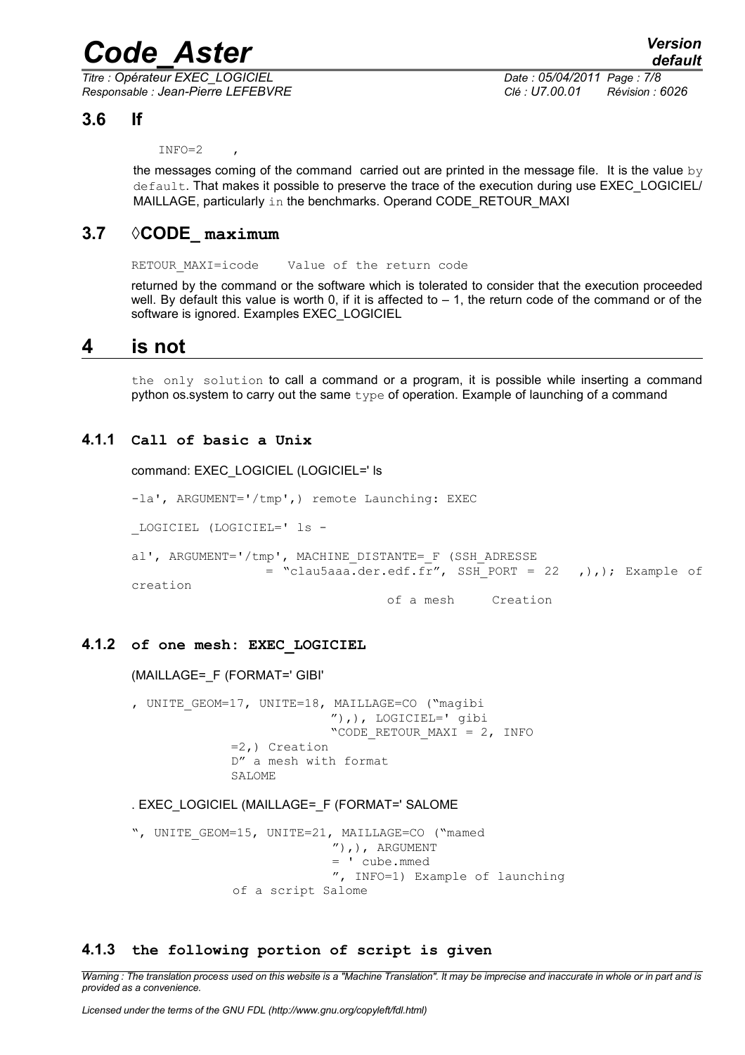## 3.6 If

```
INFO=2    ,
```

the messages coming of the command carried out are printed in the message file. It is the value `by default`. That makes it possible to preserve the trace of the execution during use EXEC_LOGICIEL/ MAILLAGE, particularly `in` the benchmarks. Operand CODE_RETOUR_MAXI

## 3.7 ◊CODE_ maximum

```
RETOUR_MAXI=icode    Value of the return code
```

returned by the command or the software which is tolerated to consider that the execution proceeded well. By default this value is worth 0, if it is affected to – 1, the return code of the command or of the software is ignored. Examples EXEC_LOGICIEL

# 4 is not

`the only solution` to call a command or a program, it is possible while inserting a command python os.system to carry out the same `type` of operation. Example of launching of a command

### 4.1.1 Call of basic a Unix

command: EXEC_LOGICIEL (LOGICIEL=' ls

```
-la', ARGUMENT='/tmp',) remote Launching: EXEC

_LOGICIEL (LOGICIEL=' ls -

al', ARGUMENT='/tmp', MACHINE_DISTANTE=_F (SSH_ADRESSE
                = "clau5aaa.der.edf.fr", SSH_PORT = 22  ,),); Example of
creation
                                   of a mesh     Creation
```

### 4.1.2 of one mesh: EXEC_LOGICIEL

(MAILLAGE=_F (FORMAT=' GIBI'

```
, UNITE_GEOM=17, UNITE=18, MAILLAGE=CO ("magibi
                          "),), LOGICIEL=' gibi
                          "CODE_RETOUR_MAXI = 2, INFO
            =2,) Creation
            D" a mesh with format
            SALOME
```

. EXEC_LOGICIEL (MAILLAGE=_F (FORMAT=' SALOME

```
", UNITE_GEOM=15, UNITE=21, MAILLAGE=CO ("mamed
                          "),), ARGUMENT
                          = ' cube.mmed
                          ", INFO=1) Example of launching
            of a script Salome
```

### 4.1.3 the following portion of script is given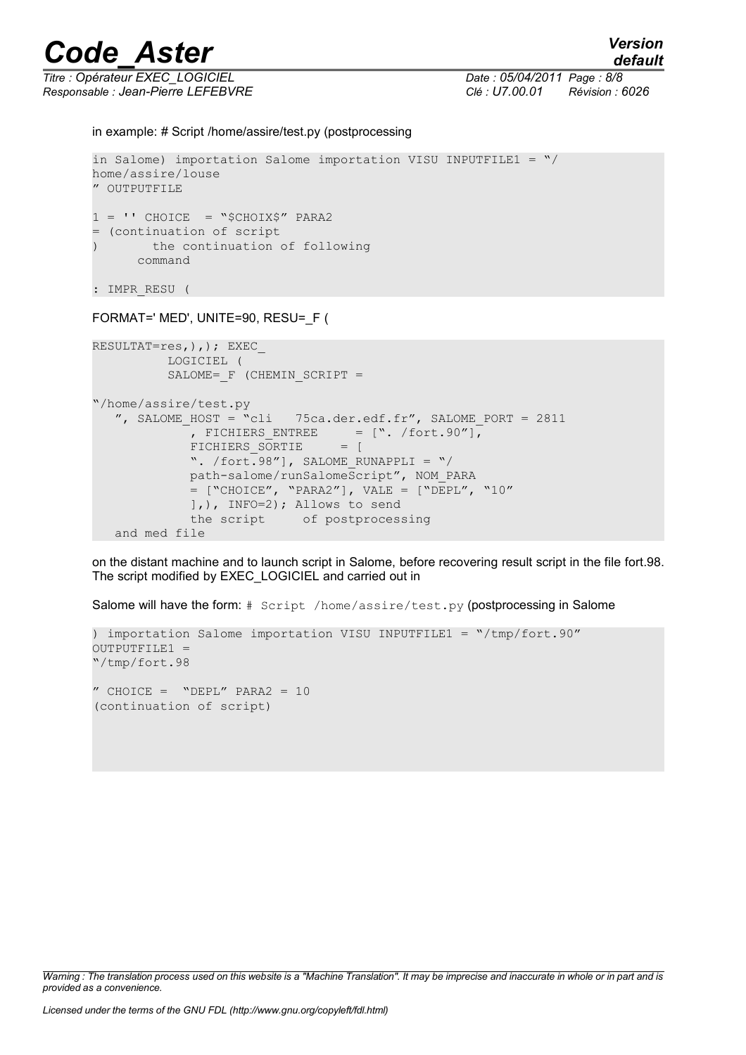in example: # Script /home/assire/test.py (postprocessing

```
in Salome) importation Salome importation VISU INPUTFILE1 = "/
home/assire/louse
" OUTPUTFILE

1 = '' CHOICE  = "$CHOIX$" PARA2
= (continuation of script
)       the continuation of following
      command

: IMPR_RESU (
```

FORMAT=' MED', UNITE=90, RESU=_F (

```
RESULTAT=res,),); EXEC_
          LOGICIEL (
          SALOME=_F (CHEMIN_SCRIPT =

"/home/assire/test.py
   ", SALOME_HOST = "cli   75ca.der.edf.fr", SALOME_PORT = 2811
             , FICHIERS_ENTREE     = [". /fort.90"],
             FICHIERS_SORTIE     = [
             ". /fort.98"], SALOME_RUNAPPLI = "/
             path-salome/runSalomeScript", NOM_PARA
             = ["CHOICE", "PARA2"], VALE = ["DEPL", "10"
             ],), INFO=2); Allows to send
             the script     of postprocessing
   and med file
```

on the distant machine and to launch script in Salome, before recovering result script in the file fort.98. The script modified by EXEC_LOGICIEL and carried out in

Salome will have the form: `# Script /home/assire/test.py` (postprocessing in Salome

```
) importation Salome importation VISU INPUTFILE1 = "/tmp/fort.90"
OUTPUTFILE1 =
"/tmp/fort.98

" CHOICE =  "DEPL" PARA2 = 10
(continuation of script)
```